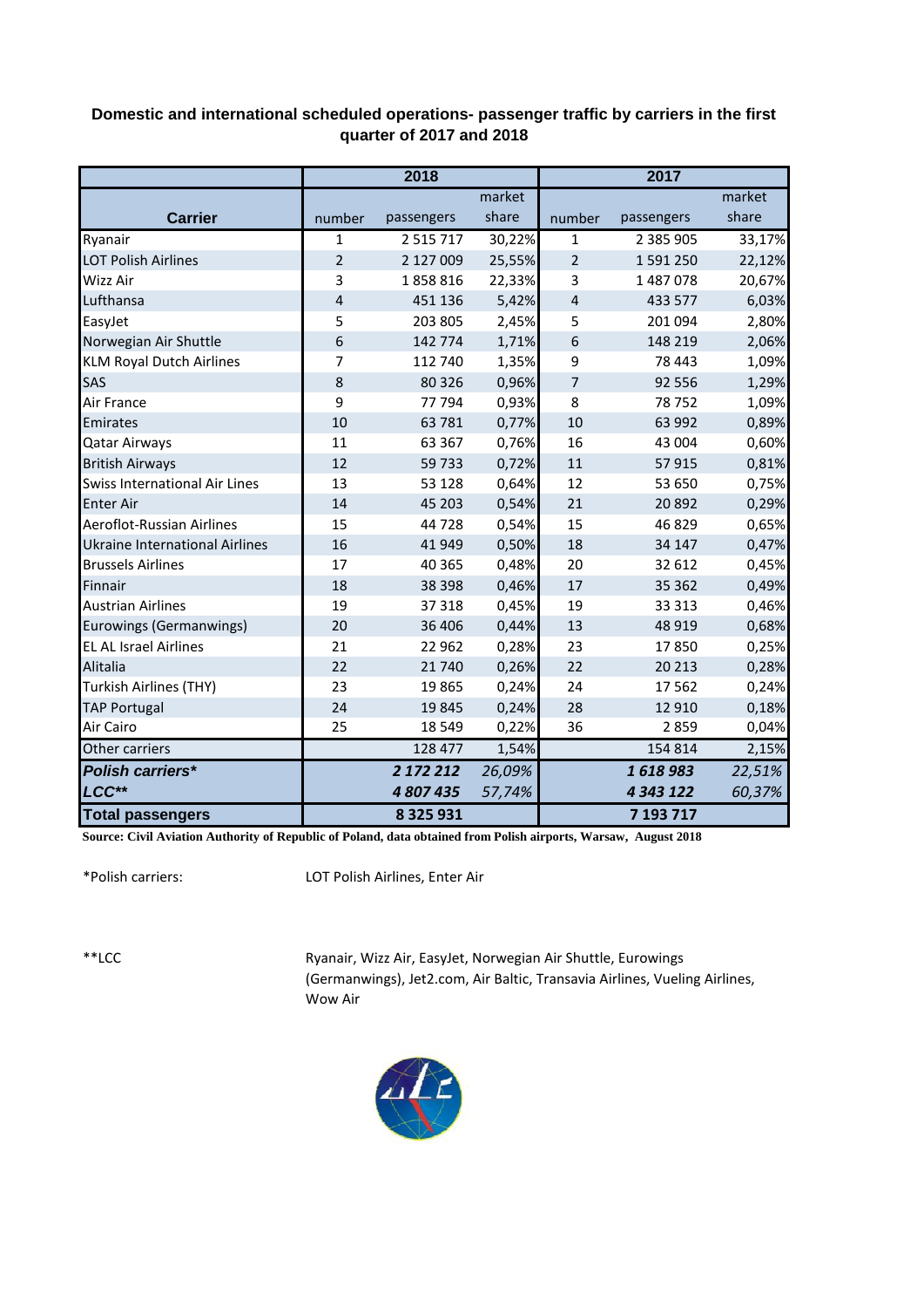## Domestic and international scheduled operations- passenger traffic by carriers in the first quarter of 2017 and 2018

| Carrier | 2018 | | | 2017 | | |
|---|---|---|---|---|---|---|
| | number | passengers | market share | number | passengers | market share |
| Ryanair | 1 | 2 515 717 | 30,22% | 1 | 2 385 905 | 33,17% |
| LOT Polish Airlines | 2 | 2 127 009 | 25,55% | 2 | 1 591 250 | 22,12% |
| Wizz Air | 3 | 1 858 816 | 22,33% | 3 | 1 487 078 | 20,67% |
| Lufthansa | 4 | 451 136 | 5,42% | 4 | 433 577 | 6,03% |
| EasyJet | 5 | 203 805 | 2,45% | 5 | 201 094 | 2,80% |
| Norwegian Air Shuttle | 6 | 142 774 | 1,71% | 6 | 148 219 | 2,06% |
| KLM Royal Dutch Airlines | 7 | 112 740 | 1,35% | 9 | 78 443 | 1,09% |
| SAS | 8 | 80 326 | 0,96% | 7 | 92 556 | 1,29% |
| Air France | 9 | 77 794 | 0,93% | 8 | 78 752 | 1,09% |
| Emirates | 10 | 63 781 | 0,77% | 10 | 63 992 | 0,89% |
| Qatar Airways | 11 | 63 367 | 0,76% | 16 | 43 004 | 0,60% |
| British Airways | 12 | 59 733 | 0,72% | 11 | 57 915 | 0,81% |
| Swiss International Air Lines | 13 | 53 128 | 0,64% | 12 | 53 650 | 0,75% |
| Enter Air | 14 | 45 203 | 0,54% | 21 | 20 892 | 0,29% |
| Aeroflot-Russian Airlines | 15 | 44 728 | 0,54% | 15 | 46 829 | 0,65% |
| Ukraine International Airlines | 16 | 41 949 | 0,50% | 18 | 34 147 | 0,47% |
| Brussels Airlines | 17 | 40 365 | 0,48% | 20 | 32 612 | 0,45% |
| Finnair | 18 | 38 398 | 0,46% | 17 | 35 362 | 0,49% |
| Austrian Airlines | 19 | 37 318 | 0,45% | 19 | 33 313 | 0,46% |
| Eurowings (Germanwings) | 20 | 36 406 | 0,44% | 13 | 48 919 | 0,68% |
| EL AL Israel Airlines | 21 | 22 962 | 0,28% | 23 | 17 850 | 0,25% |
| Alitalia | 22 | 21 740 | 0,26% | 22 | 20 213 | 0,28% |
| Turkish Airlines (THY) | 23 | 19 865 | 0,24% | 24 | 17 562 | 0,24% |
| TAP Portugal | 24 | 19 845 | 0,24% | 28 | 12 910 | 0,18% |
| Air Cairo | 25 | 18 549 | 0,22% | 36 | 2 859 | 0,04% |
| Other carriers | | 128 477 | 1,54% | | 154 814 | 2,15% |
| ***Polish carriers**** | | ***2 172 212*** | *26,09%* | | ***1 618 983*** | *22,51%* |
| ***LCC***** | | ***4 807 435*** | *57,74%* | | ***4 343 122*** | *60,37%* |
| **Total passengers** | | **8 325 931** | | | **7 193 717** | |

**Source: Civil Aviation Authority of Republic of Poland, data obtained from Polish airports, Warsaw, August 2018**

*Polish carriers: LOT Polish Airlines, Enter Air

**LCC Ryanair, Wizz Air, EasyJet, Norwegian Air Shuttle, Eurowings (Germanwings), Jet2.com, Air Baltic, Transavia Airlines, Vueling Airlines, Wow Air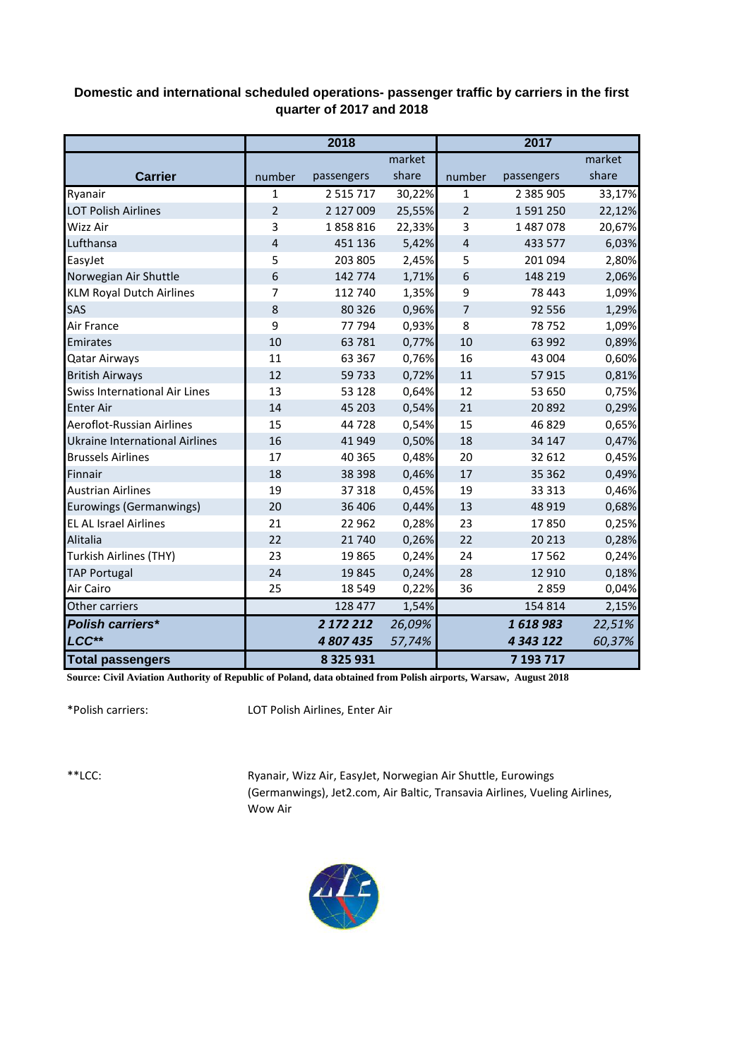**Domestic and international scheduled operations- passenger traffic by carriers in the first quarter of 2017 and 2018**

| | 2018 | | | 2017 | | |
|---|---|---|---|---|---|---|
| **Carrier** | number | passengers | market share | number | passengers | market share |
| Ryanair | 1 | 2 515 717 | 30,22% | 1 | 2 385 905 | 33,17% |
| LOT Polish Airlines | 2 | 2 127 009 | 25,55% | 2 | 1 591 250 | 22,12% |
| Wizz Air | 3 | 1 858 816 | 22,33% | 3 | 1 487 078 | 20,67% |
| Lufthansa | 4 | 451 136 | 5,42% | 4 | 433 577 | 6,03% |
| EasyJet | 5 | 203 805 | 2,45% | 5 | 201 094 | 2,80% |
| Norwegian Air Shuttle | 6 | 142 774 | 1,71% | 6 | 148 219 | 2,06% |
| KLM Royal Dutch Airlines | 7 | 112 740 | 1,35% | 9 | 78 443 | 1,09% |
| SAS | 8 | 80 326 | 0,96% | 7 | 92 556 | 1,29% |
| Air France | 9 | 77 794 | 0,93% | 8 | 78 752 | 1,09% |
| Emirates | 10 | 63 781 | 0,77% | 10 | 63 992 | 0,89% |
| Qatar Airways | 11 | 63 367 | 0,76% | 16 | 43 004 | 0,60% |
| British Airways | 12 | 59 733 | 0,72% | 11 | 57 915 | 0,81% |
| Swiss International Air Lines | 13 | 53 128 | 0,64% | 12 | 53 650 | 0,75% |
| Enter Air | 14 | 45 203 | 0,54% | 21 | 20 892 | 0,29% |
| Aeroflot-Russian Airlines | 15 | 44 728 | 0,54% | 15 | 46 829 | 0,65% |
| Ukraine International Airlines | 16 | 41 949 | 0,50% | 18 | 34 147 | 0,47% |
| Brussels Airlines | 17 | 40 365 | 0,48% | 20 | 32 612 | 0,45% |
| Finnair | 18 | 38 398 | 0,46% | 17 | 35 362 | 0,49% |
| Austrian Airlines | 19 | 37 318 | 0,45% | 19 | 33 313 | 0,46% |
| Eurowings (Germanwings) | 20 | 36 406 | 0,44% | 13 | 48 919 | 0,68% |
| EL AL Israel Airlines | 21 | 22 962 | 0,28% | 23 | 17 850 | 0,25% |
| Alitalia | 22 | 21 740 | 0,26% | 22 | 20 213 | 0,28% |
| Turkish Airlines (THY) | 23 | 19 865 | 0,24% | 24 | 17 562 | 0,24% |
| TAP Portugal | 24 | 19 845 | 0,24% | 28 | 12 910 | 0,18% |
| Air Cairo | 25 | 18 549 | 0,22% | 36 | 2 859 | 0,04% |
| Other carriers | | 128 477 | 1,54% | | 154 814 | 2,15% |
| ***Polish carriers**** | | ***2 172 212*** | *26,09%* | | ***1 618 983*** | *22,51%* |
| ***LCC***** | | ***4 807 435*** | *57,74%* | | ***4 343 122*** | *60,37%* |
| **Total passengers** | | **8 325 931** | | | **7 193 717** | |

**Source: Civil Aviation Authority of Republic of Poland, data obtained from Polish airports, Warsaw, August 2018**

*Polish carriers: LOT Polish Airlines, Enter Air

**LCC: Ryanair, Wizz Air, EasyJet, Norwegian Air Shuttle, Eurowings (Germanwings), Jet2.com, Air Baltic, Transavia Airlines, Vueling Airlines, Wow Air